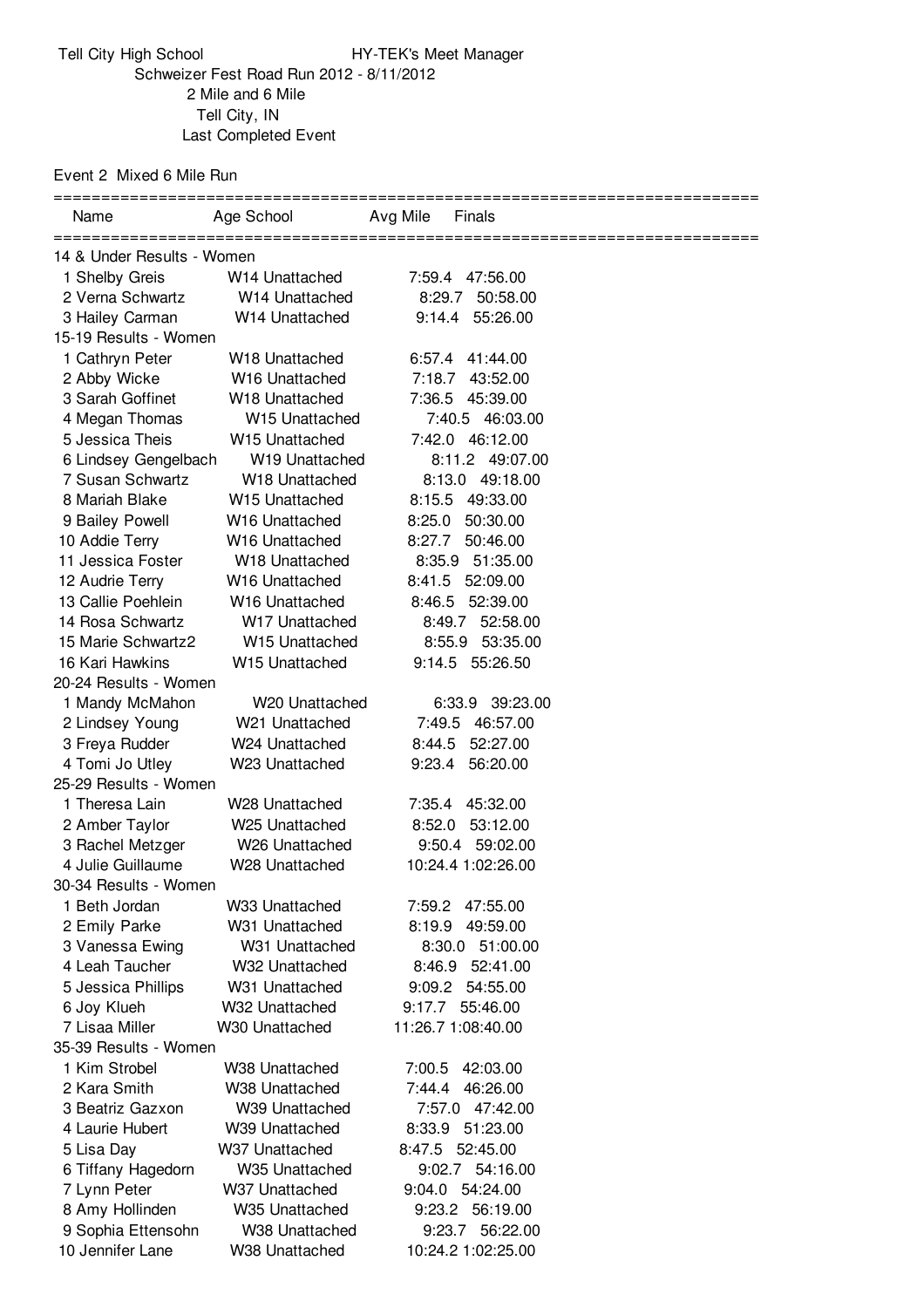Tell City High School HY-TEK's Meet Manager

Schweizer Fest Road Run 2012 - 8/11/2012

2 Mile and 6 Mile

Tell City, IN

Last Completed Event

Event 2 Mixed 6 Mile Run

| Name | Age | School | Avg Mile | Finals |
|---|---|---|---|---|
| **14 & Under Results - Women** | | | | |
| 1 Shelby Greis | W14 | Unattached | 7:59.4 | 47:56.00 |
| 2 Verna Schwartz | W14 | Unattached | 8:29.7 | 50:58.00 |
| 3 Hailey Carman | W14 | Unattached | 9:14.4 | 55:26.00 |
| **15-19 Results - Women** | | | | |
| 1 Cathryn Peter | W18 | Unattached | 6:57.4 | 41:44.00 |
| 2 Abby Wicke | W16 | Unattached | 7:18.7 | 43:52.00 |
| 3 Sarah Goffinet | W18 | Unattached | 7:36.5 | 45:39.00 |
| 4 Megan Thomas | W15 | Unattached | 7:40.5 | 46:03.00 |
| 5 Jessica Theis | W15 | Unattached | 7:42.0 | 46:12.00 |
| 6 Lindsey Gengelbach | W19 | Unattached | 8:11.2 | 49:07.00 |
| 7 Susan Schwartz | W18 | Unattached | 8:13.0 | 49:18.00 |
| 8 Mariah Blake | W15 | Unattached | 8:15.5 | 49:33.00 |
| 9 Bailey Powell | W16 | Unattached | 8:25.0 | 50:30.00 |
| 10 Addie Terry | W16 | Unattached | 8:27.7 | 50:46.00 |
| 11 Jessica Foster | W18 | Unattached | 8:35.9 | 51:35.00 |
| 12 Audrie Terry | W16 | Unattached | 8:41.5 | 52:09.00 |
| 13 Callie Poehlein | W16 | Unattached | 8:46.5 | 52:39.00 |
| 14 Rosa Schwartz | W17 | Unattached | 8:49.7 | 52:58.00 |
| 15 Marie Schwartz2 | W15 | Unattached | 8:55.9 | 53:35.00 |
| 16 Kari Hawkins | W15 | Unattached | 9:14.5 | 55:26.50 |
| **20-24 Results - Women** | | | | |
| 1 Mandy McMahon | W20 | Unattached | 6:33.9 | 39:23.00 |
| 2 Lindsey Young | W21 | Unattached | 7:49.5 | 46:57.00 |
| 3 Freya Rudder | W24 | Unattached | 8:44.5 | 52:27.00 |
| 4 Tomi Jo Utley | W23 | Unattached | 9:23.4 | 56:20.00 |
| **25-29 Results - Women** | | | | |
| 1 Theresa Lain | W28 | Unattached | 7:35.4 | 45:32.00 |
| 2 Amber Taylor | W25 | Unattached | 8:52.0 | 53:12.00 |
| 3 Rachel Metzger | W26 | Unattached | 9:50.4 | 59:02.00 |
| 4 Julie Guillaume | W28 | Unattached | 10:24.4 | 1:02:26.00 |
| **30-34 Results - Women** | | | | |
| 1 Beth Jordan | W33 | Unattached | 7:59.2 | 47:55.00 |
| 2 Emily Parke | W31 | Unattached | 8:19.9 | 49:59.00 |
| 3 Vanessa Ewing | W31 | Unattached | 8:30.0 | 51:00.00 |
| 4 Leah Taucher | W32 | Unattached | 8:46.9 | 52:41.00 |
| 5 Jessica Phillips | W31 | Unattached | 9:09.2 | 54:55.00 |
| 6 Joy Klueh | W32 | Unattached | 9:17.7 | 55:46.00 |
| 7 Lisaa Miller | W30 | Unattached | 11:26.7 | 1:08:40.00 |
| **35-39 Results - Women** | | | | |
| 1 Kim Strobel | W38 | Unattached | 7:00.5 | 42:03.00 |
| 2 Kara Smith | W38 | Unattached | 7:44.4 | 46:26.00 |
| 3 Beatriz Gazxon | W39 | Unattached | 7:57.0 | 47:42.00 |
| 4 Laurie Hubert | W39 | Unattached | 8:33.9 | 51:23.00 |
| 5 Lisa Day | W37 | Unattached | 8:47.5 | 52:45.00 |
| 6 Tiffany Hagedorn | W35 | Unattached | 9:02.7 | 54:16.00 |
| 7 Lynn Peter | W37 | Unattached | 9:04.0 | 54:24.00 |
| 8 Amy Hollinden | W35 | Unattached | 9:23.2 | 56:19.00 |
| 9 Sophia Ettensohn | W38 | Unattached | 9:23.7 | 56:22.00 |
| 10 Jennifer Lane | W38 | Unattached | 10:24.2 | 1:02:25.00 |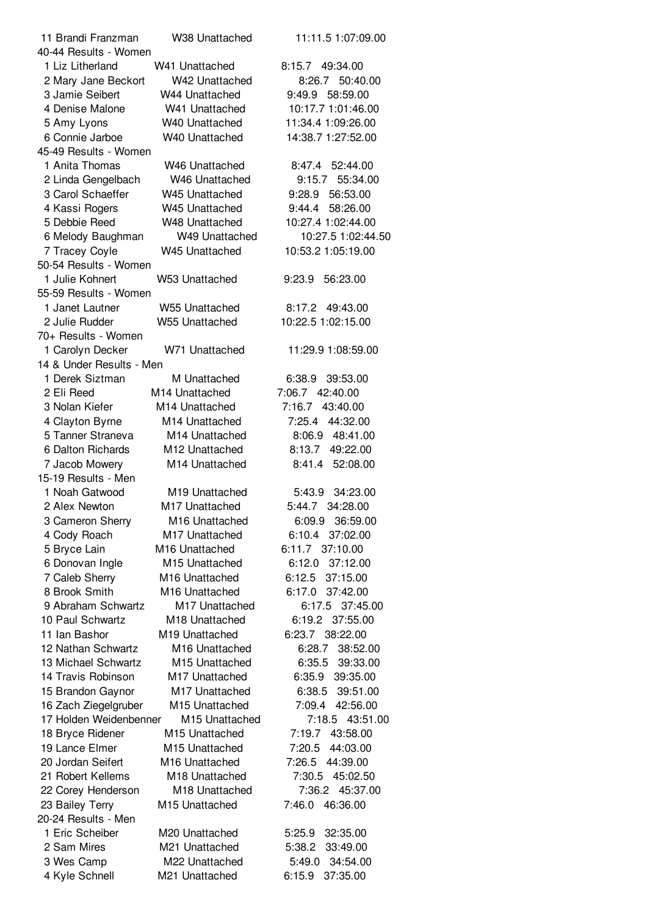| Place | Name | Age/Gender | Team | Pace | Time |
|---|---|---|---|---|---|
| 11 | Brandi Franzman | W38 | Unattached | 11:11.5 | 1:07:09.00 |

40-44 Results - Women

| Place | Name | Age/Gender | Team | Pace | Time |
|---|---|---|---|---|---|
| 1 | Liz Litherland | W41 | Unattached | 8:15.7 | 49:34.00 |
| 2 | Mary Jane Beckort | W42 | Unattached | 8:26.7 | 50:40.00 |
| 3 | Jamie Seibert | W44 | Unattached | 9:49.9 | 58:59.00 |
| 4 | Denise Malone | W41 | Unattached | 10:17.7 | 1:01:46.00 |
| 5 | Amy Lyons | W40 | Unattached | 11:34.4 | 1:09:26.00 |
| 6 | Connie Jarboe | W40 | Unattached | 14:38.7 | 1:27:52.00 |

45-49 Results - Women

| Place | Name | Age/Gender | Team | Pace | Time |
|---|---|---|---|---|---|
| 1 | Anita Thomas | W46 | Unattached | 8:47.4 | 52:44.00 |
| 2 | Linda Gengelbach | W46 | Unattached | 9:15.7 | 55:34.00 |
| 3 | Carol Schaeffer | W45 | Unattached | 9:28.9 | 56:53.00 |
| 4 | Kassi Rogers | W45 | Unattached | 9:44.4 | 58:26.00 |
| 5 | Debbie Reed | W48 | Unattached | 10:27.4 | 1:02:44.00 |
| 6 | Melody Baughman | W49 | Unattached | 10:27.5 | 1:02:44.50 |
| 7 | Tracey Coyle | W45 | Unattached | 10:53.2 | 1:05:19.00 |

50-54 Results - Women

| Place | Name | Age/Gender | Team | Pace | Time |
|---|---|---|---|---|---|
| 1 | Julie Kohnert | W53 | Unattached | 9:23.9 | 56:23.00 |

55-59 Results - Women

| Place | Name | Age/Gender | Team | Pace | Time |
|---|---|---|---|---|---|
| 1 | Janet Lautner | W55 | Unattached | 8:17.2 | 49:43.00 |
| 2 | Julie Rudder | W55 | Unattached | 10:22.5 | 1:02:15.00 |

70+ Results - Women

| Place | Name | Age/Gender | Team | Pace | Time |
|---|---|---|---|---|---|
| 1 | Carolyn Decker | W71 | Unattached | 11:29.9 | 1:08:59.00 |

14 & Under Results - Men

| Place | Name | Age/Gender | Team | Pace | Time |
|---|---|---|---|---|---|
| 1 | Derek Siztman | M | Unattached | 6:38.9 | 39:53.00 |
| 2 | Eli Reed | M14 | Unattached | 7:06.7 | 42:40.00 |
| 3 | Nolan Kiefer | M14 | Unattached | 7:16.7 | 43:40.00 |
| 4 | Clayton Byrne | M14 | Unattached | 7:25.4 | 44:32.00 |
| 5 | Tanner Straneva | M14 | Unattached | 8:06.9 | 48:41.00 |
| 6 | Dalton Richards | M12 | Unattached | 8:13.7 | 49:22.00 |
| 7 | Jacob Mowery | M14 | Unattached | 8:41.4 | 52:08.00 |

15-19 Results - Men

| Place | Name | Age/Gender | Team | Pace | Time |
|---|---|---|---|---|---|
| 1 | Noah Gatwood | M19 | Unattached | 5:43.9 | 34:23.00 |
| 2 | Alex Newton | M17 | Unattached | 5:44.7 | 34:28.00 |
| 3 | Cameron Sherry | M16 | Unattached | 6:09.9 | 36:59.00 |
| 4 | Cody Roach | M17 | Unattached | 6:10.4 | 37:02.00 |
| 5 | Bryce Lain | M16 | Unattached | 6:11.7 | 37:10.00 |
| 6 | Donovan Ingle | M15 | Unattached | 6:12.0 | 37:12.00 |
| 7 | Caleb Sherry | M16 | Unattached | 6:12.5 | 37:15.00 |
| 8 | Brook Smith | M16 | Unattached | 6:17.0 | 37:42.00 |
| 9 | Abraham Schwartz | M17 | Unattached | 6:17.5 | 37:45.00 |
| 10 | Paul Schwartz | M18 | Unattached | 6:19.2 | 37:55.00 |
| 11 | Ian Bashor | M19 | Unattached | 6:23.7 | 38:22.00 |
| 12 | Nathan Schwartz | M16 | Unattached | 6:28.7 | 38:52.00 |
| 13 | Michael Schwartz | M15 | Unattached | 6:35.5 | 39:33.00 |
| 14 | Travis Robinson | M17 | Unattached | 6:35.9 | 39:35.00 |
| 15 | Brandon Gaynor | M17 | Unattached | 6:38.5 | 39:51.00 |
| 16 | Zach Ziegelgruber | M15 | Unattached | 7:09.4 | 42:56.00 |
| 17 | Holden Weidenbenner | M15 | Unattached | 7:18.5 | 43:51.00 |
| 18 | Bryce Ridener | M15 | Unattached | 7:19.7 | 43:58.00 |
| 19 | Lance Elmer | M15 | Unattached | 7:20.5 | 44:03.00 |
| 20 | Jordan Seifert | M16 | Unattached | 7:26.5 | 44:39.00 |
| 21 | Robert Kellems | M18 | Unattached | 7:30.5 | 45:02.50 |
| 22 | Corey Henderson | M18 | Unattached | 7:36.2 | 45:37.00 |
| 23 | Bailey Terry | M15 | Unattached | 7:46.0 | 46:36.00 |

20-24 Results - Men

| Place | Name | Age/Gender | Team | Pace | Time |
|---|---|---|---|---|---|
| 1 | Eric Scheiber | M20 | Unattached | 5:25.9 | 32:35.00 |
| 2 | Sam Mires | M21 | Unattached | 5:38.2 | 33:49.00 |
| 3 | Wes Camp | M22 | Unattached | 5:49.0 | 34:54.00 |
| 4 | Kyle Schnell | M21 | Unattached | 6:15.9 | 37:35.00 |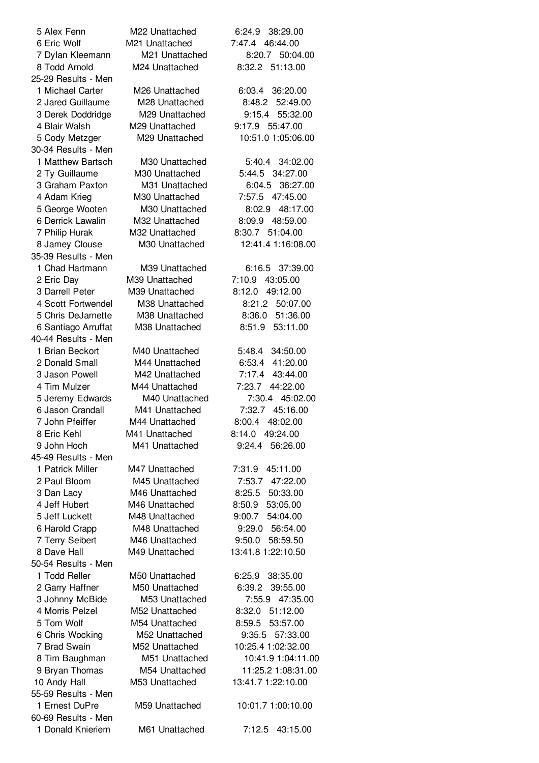| Place | Name | Age | Team | Pace | Time |
|---|---|---|---|---|---|
| 5 | Alex Fenn | M22 | Unattached | 6:24.9 | 38:29.00 |
| 6 | Eric Wolf | M21 | Unattached | 7:47.4 | 46:44.00 |
| 7 | Dylan Kleemann | M21 | Unattached | 8:20.7 | 50:04.00 |
| 8 | Todd Arnold | M24 | Unattached | 8:32.2 | 51:13.00 |

25-29 Results - Men

| Place | Name | Age | Team | Pace | Time |
|---|---|---|---|---|---|
| 1 | Michael Carter | M26 | Unattached | 6:03.4 | 36:20.00 |
| 2 | Jared Guillaume | M28 | Unattached | 8:48.2 | 52:49.00 |
| 3 | Derek Doddridge | M29 | Unattached | 9:15.4 | 55:32.00 |
| 4 | Blair Walsh | M29 | Unattached | 9:17.9 | 55:47.00 |
| 5 | Cody Metzger | M29 | Unattached | 10:51.0 | 1:05:06.00 |

30-34 Results - Men

| Place | Name | Age | Team | Pace | Time |
|---|---|---|---|---|---|
| 1 | Matthew Bartsch | M30 | Unattached | 5:40.4 | 34:02.00 |
| 2 | Ty Guillaume | M30 | Unattached | 5:44.5 | 34:27.00 |
| 3 | Graham Paxton | M31 | Unattached | 6:04.5 | 36:27.00 |
| 4 | Adam Krieg | M30 | Unattached | 7:57.5 | 47:45.00 |
| 5 | George Wooten | M30 | Unattached | 8:02.9 | 48:17.00 |
| 6 | Derrick Lawalin | M32 | Unattached | 8:09.9 | 48:59.00 |
| 7 | Philip Hurak | M32 | Unattached | 8:30.7 | 51:04.00 |
| 8 | Jamey Clouse | M30 | Unattached | 12:41.4 | 1:16:08.00 |

35-39 Results - Men

| Place | Name | Age | Team | Pace | Time |
|---|---|---|---|---|---|
| 1 | Chad Hartmann | M39 | Unattached | 6:16.5 | 37:39.00 |
| 2 | Eric Day | M39 | Unattached | 7:10.9 | 43:05.00 |
| 3 | Darrell Peter | M39 | Unattached | 8:12.0 | 49:12.00 |
| 4 | Scott Fortwendel | M38 | Unattached | 8:21.2 | 50:07.00 |
| 5 | Chris DeJarnette | M38 | Unattached | 8:36.0 | 51:36.00 |
| 6 | Santiago Arruffat | M38 | Unattached | 8:51.9 | 53:11.00 |

40-44 Results - Men

| Place | Name | Age | Team | Pace | Time |
|---|---|---|---|---|---|
| 1 | Brian Beckort | M40 | Unattached | 5:48.4 | 34:50.00 |
| 2 | Donald Small | M44 | Unattached | 6:53.4 | 41:20.00 |
| 3 | Jason Powell | M42 | Unattached | 7:17.4 | 43:44.00 |
| 4 | Tim Mulzer | M44 | Unattached | 7:23.7 | 44:22.00 |
| 5 | Jeremy Edwards | M40 | Unattached | 7:30.4 | 45:02.00 |
| 6 | Jason Crandall | M41 | Unattached | 7:32.7 | 45:16.00 |
| 7 | John Pfeiffer | M44 | Unattached | 8:00.4 | 48:02.00 |
| 8 | Eric Kehl | M41 | Unattached | 8:14.0 | 49:24.00 |
| 9 | John Hoch | M41 | Unattached | 9:24.4 | 56:26.00 |

45-49 Results - Men

| Place | Name | Age | Team | Pace | Time |
|---|---|---|---|---|---|
| 1 | Patrick Miller | M47 | Unattached | 7:31.9 | 45:11.00 |
| 2 | Paul Bloom | M45 | Unattached | 7:53.7 | 47:22.00 |
| 3 | Dan Lacy | M46 | Unattached | 8:25.5 | 50:33.00 |
| 4 | Jeff Hubert | M46 | Unattached | 8:50.9 | 53:05.00 |
| 5 | Jeff Luckett | M48 | Unattached | 9:00.7 | 54:04.00 |
| 6 | Harold Crapp | M48 | Unattached | 9:29.0 | 56:54.00 |
| 7 | Terry Seibert | M46 | Unattached | 9:50.0 | 58:59.50 |
| 8 | Dave Hall | M49 | Unattached | 13:41.8 | 1:22:10.50 |

50-54 Results - Men

| Place | Name | Age | Team | Pace | Time |
|---|---|---|---|---|---|
| 1 | Todd Reller | M50 | Unattached | 6:25.9 | 38:35.00 |
| 2 | Garry Haffner | M50 | Unattached | 6:39.2 | 39:55.00 |
| 3 | Johnny McBide | M53 | Unattached | 7:55.9 | 47:35.00 |
| 4 | Morris Pelzel | M52 | Unattached | 8:32.0 | 51:12.00 |
| 5 | Tom Wolf | M54 | Unattached | 8:59.5 | 53:57.00 |
| 6 | Chris Wocking | M52 | Unattached | 9:35.5 | 57:33.00 |
| 7 | Brad Swain | M52 | Unattached | 10:25.4 | 1:02:32.00 |
| 8 | Tim Baughman | M51 | Unattached | 10:41.9 | 1:04:11.00 |
| 9 | Bryan Thomas | M54 | Unattached | 11:25.2 | 1:08:31.00 |
| 10 | Andy Hall | M53 | Unattached | 13:41.7 | 1:22:10.00 |

55-59 Results - Men

| Place | Name | Age | Team | Pace | Time |
|---|---|---|---|---|---|
| 1 | Ernest DuPre | M59 | Unattached | 10:01.7 | 1:00:10.00 |

60-69 Results - Men

| Place | Name | Age | Team | Pace | Time |
|---|---|---|---|---|---|
| 1 | Donald Knieriem | M61 | Unattached | 7:12.5 | 43:15.00 |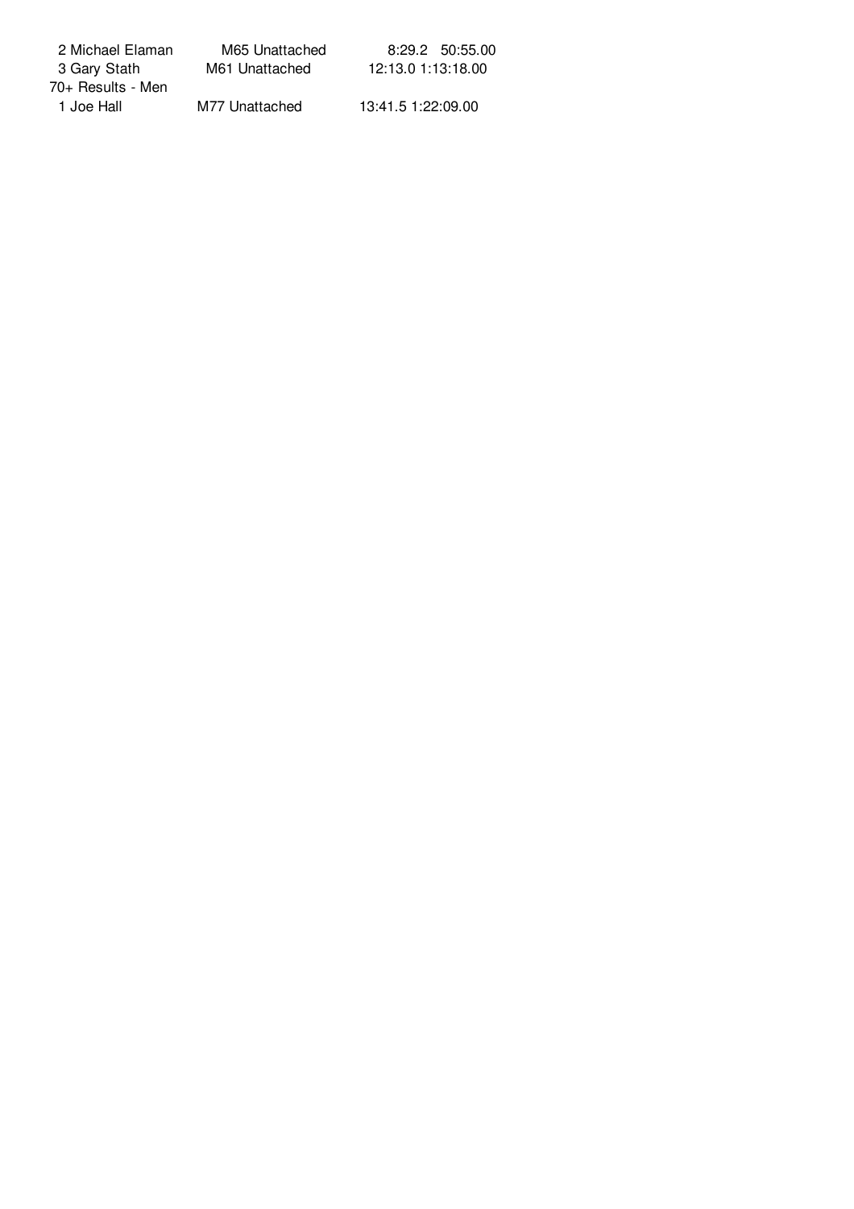| | | | | | |
|---|---|---|---|---|---|
| 2 | Michael Elaman | M65 | Unattached | 8:29.2 | 50:55.00 |
| 3 | Gary Stath | M61 | Unattached | 12:13.0 | 1:13:18.00 |

70+ Results - Men

| | | | | | |
|---|---|---|---|---|---|
| 1 | Joe Hall | M77 | Unattached | 13:41.5 | 1:22:09.00 |